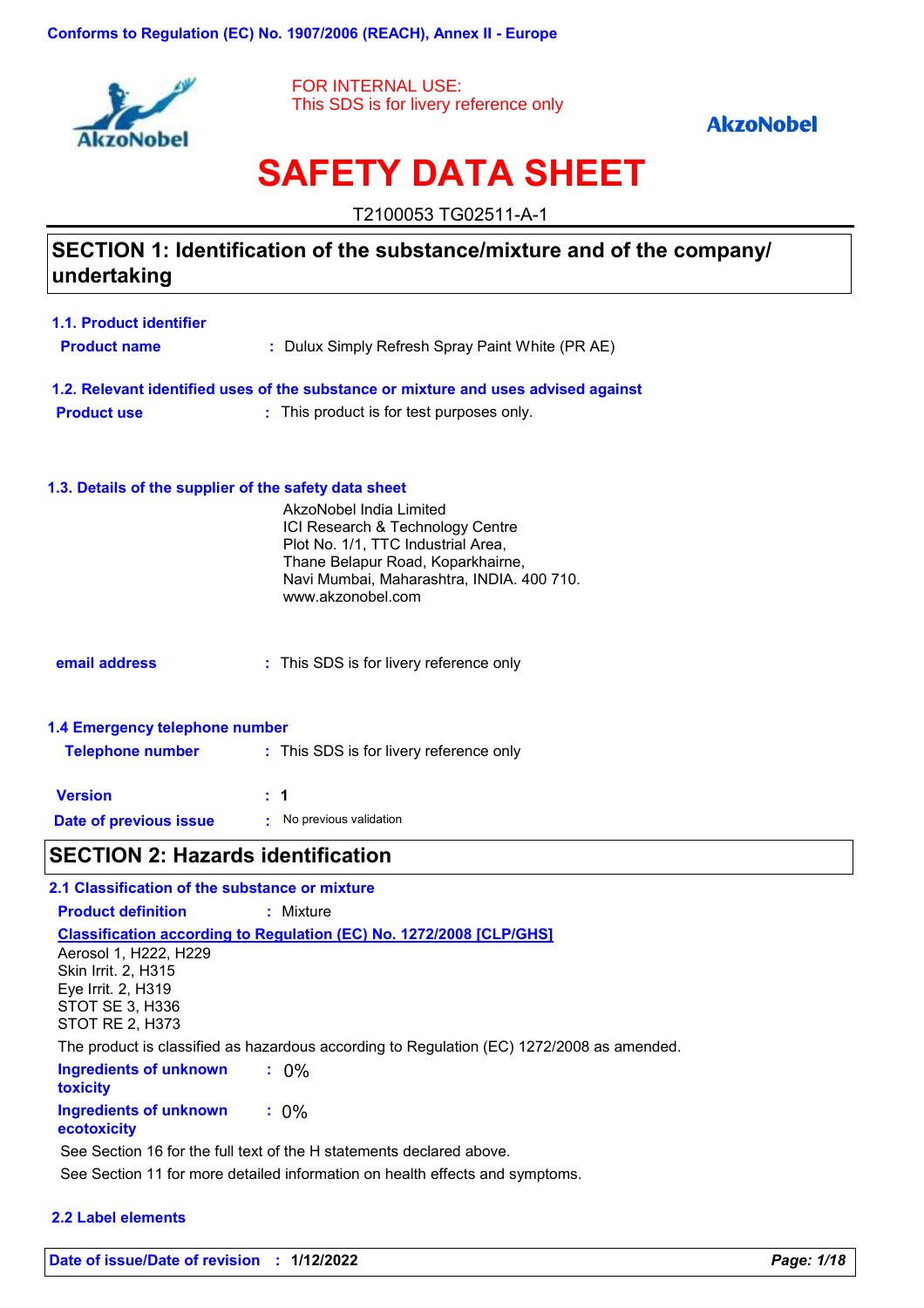Conforms to Regulation (EC) No. 1907/2006 (REACH), Annex II - Europe

FOR INTERNAL USE:
This SDS is for livery reference only

AkzoNobel

# SAFETY DATA SHEET

T2100053 TG02511-A-1

## SECTION 1: Identification of the substance/mixture and of the company/ undertaking

### 1.1. Product identifier

**Product name** : Dulux Simply Refresh Spray Paint White (PR AE)

### 1.2. Relevant identified uses of the substance or mixture and uses advised against

**Product use** : This product is for test purposes only.

### 1.3. Details of the supplier of the safety data sheet

AkzoNobel India Limited
ICI Research & Technology Centre
Plot No. 1/1, TTC Industrial Area,
Thane Belapur Road, Koparkhairne,
Navi Mumbai, Maharashtra, INDIA. 400 710.
www.akzonobel.com

**email address** : This SDS is for livery reference only

### 1.4 Emergency telephone number

**Telephone number** : This SDS is for livery reference only

**Version** : **1**

**Date of previous issue** : No previous validation

## SECTION 2: Hazards identification

### 2.1 Classification of the substance or mixture

**Product definition** : Mixture

**Classification according to Regulation (EC) No. 1272/2008 [CLP/GHS]**

Aerosol 1, H222, H229
Skin Irrit. 2, H315
Eye Irrit. 2, H319
STOT SE 3, H336
STOT RE 2, H373

The product is classified as hazardous according to Regulation (EC) 1272/2008 as amended.

**Ingredients of unknown toxicity** : 0%

**Ingredients of unknown ecotoxicity** : 0%

See Section 16 for the full text of the H statements declared above.

See Section 11 for more detailed information on health effects and symptoms.

### 2.2 Label elements

**Date of issue/Date of revision** : **1/12/2022**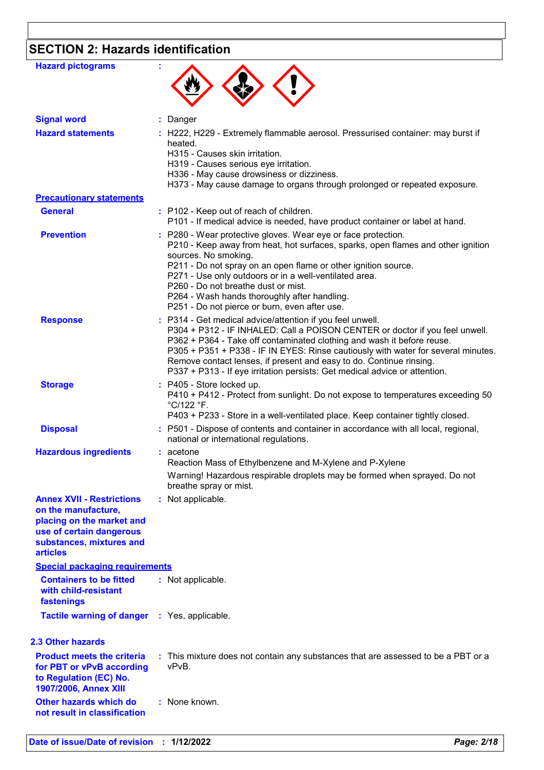## SECTION 2: Hazards identification

**Hazard pictograms** :

**Signal word** : Danger

**Hazard statements** : H222, H229 - Extremely flammable aerosol. Pressurised container: may burst if heated.
H315 - Causes skin irritation.
H319 - Causes serious eye irritation.
H336 - May cause drowsiness or dizziness.
H373 - May cause damage to organs through prolonged or repeated exposure.

**Precautionary statements**

**General** : P102 - Keep out of reach of children.
P101 - If medical advice is needed, have product container or label at hand.

**Prevention** : P280 - Wear protective gloves. Wear eye or face protection.
P210 - Keep away from heat, hot surfaces, sparks, open flames and other ignition sources. No smoking.
P211 - Do not spray on an open flame or other ignition source.
P271 - Use only outdoors or in a well-ventilated area.
P260 - Do not breathe dust or mist.
P264 - Wash hands thoroughly after handling.
P251 - Do not pierce or burn, even after use.

**Response** : P314 - Get medical advice/attention if you feel unwell.
P304 + P312 - IF INHALED: Call a POISON CENTER or doctor if you feel unwell.
P362 + P364 - Take off contaminated clothing and wash it before reuse.
P305 + P351 + P338 - IF IN EYES: Rinse cautiously with water for several minutes. Remove contact lenses, if present and easy to do. Continue rinsing.
P337 + P313 - If eye irritation persists: Get medical advice or attention.

**Storage** : P405 - Store locked up.
P410 + P412 - Protect from sunlight. Do not expose to temperatures exceeding 50 °C/122 °F.
P403 + P233 - Store in a well-ventilated place. Keep container tightly closed.

**Disposal** : P501 - Dispose of contents and container in accordance with all local, regional, national or international regulations.

**Hazardous ingredients** : acetone
Reaction Mass of Ethylbenzene and M-Xylene and P-Xylene
Warning! Hazardous respirable droplets may be formed when sprayed. Do not breathe spray or mist.

**Annex XVII - Restrictions on the manufacture, placing on the market and use of certain dangerous substances, mixtures and articles** : Not applicable.

**Special packaging requirements**

**Containers to be fitted with child-resistant fastenings** : Not applicable.

**Tactile warning of danger** : Yes, applicable.

### 2.3 Other hazards

**Product meets the criteria for PBT or vPvB according to Regulation (EC) No. 1907/2006, Annex XIII** : This mixture does not contain any substances that are assessed to be a PBT or a vPvB.

**Other hazards which do not result in classification** : None known.

**Date of issue/Date of revision** : 1/12/2022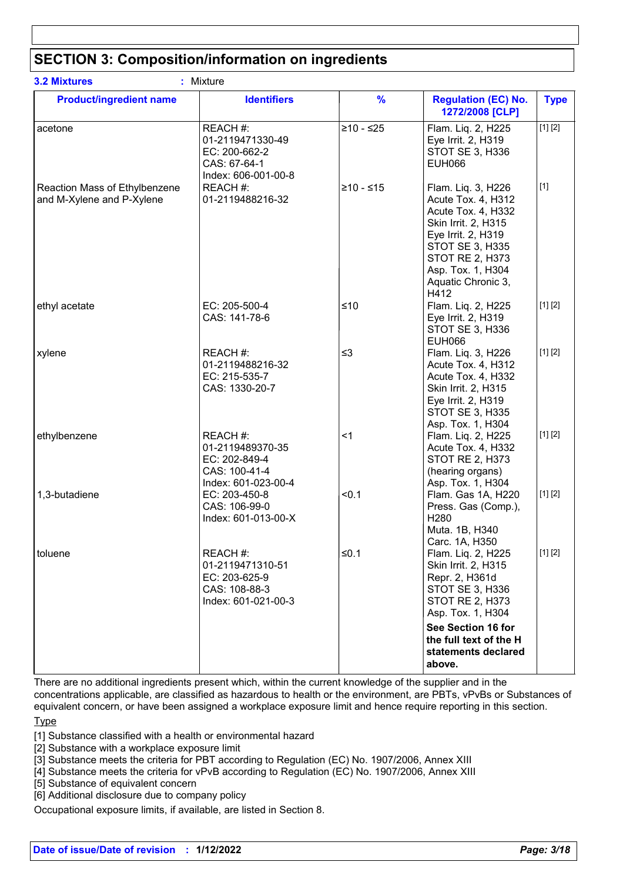## SECTION 3: Composition/information on ingredients

**3.2 Mixtures** : Mixture

| Product/ingredient name | Identifiers | % | Regulation (EC) No. 1272/2008 [CLP] | Type |
|---|---|---|---|---|
| acetone | REACH #: 01-2119471330-49<br>EC: 200-662-2<br>CAS: 67-64-1<br>Index: 606-001-00-8 | ≥10 - ≤25 | Flam. Liq. 2, H225<br>Eye Irrit. 2, H319<br>STOT SE 3, H336<br>EUH066 | [1] [2] |
| Reaction Mass of Ethylbenzene and M-Xylene and P-Xylene | REACH #: 01-2119488216-32 | ≥10 - ≤15 | Flam. Liq. 3, H226<br>Acute Tox. 4, H312<br>Acute Tox. 4, H332<br>Skin Irrit. 2, H315<br>Eye Irrit. 2, H319<br>STOT SE 3, H335<br>STOT RE 2, H373<br>Asp. Tox. 1, H304<br>Aquatic Chronic 3, H412 | [1] |
| ethyl acetate | EC: 205-500-4<br>CAS: 141-78-6 | ≤10 | Flam. Liq. 2, H225<br>Eye Irrit. 2, H319<br>STOT SE 3, H336<br>EUH066 | [1] [2] |
| xylene | REACH #: 01-2119488216-32<br>EC: 215-535-7<br>CAS: 1330-20-7 | ≤3 | Flam. Liq. 3, H226<br>Acute Tox. 4, H312<br>Acute Tox. 4, H332<br>Skin Irrit. 2, H315<br>Eye Irrit. 2, H319<br>STOT SE 3, H335<br>Asp. Tox. 1, H304 | [1] [2] |
| ethylbenzene | REACH #: 01-2119489370-35<br>EC: 202-849-4<br>CAS: 100-41-4<br>Index: 601-023-00-4 | <1 | Flam. Liq. 2, H225<br>Acute Tox. 4, H332<br>STOT RE 2, H373 (hearing organs)<br>Asp. Tox. 1, H304 | [1] [2] |
| 1,3-butadiene | EC: 203-450-8<br>CAS: 106-99-0<br>Index: 601-013-00-X | <0.1 | Flam. Gas 1A, H220<br>Press. Gas (Comp.), H280<br>Muta. 1B, H340<br>Carc. 1A, H350 | [1] [2] |
| toluene | REACH #: 01-2119471310-51<br>EC: 203-625-9<br>CAS: 108-88-3<br>Index: 601-021-00-3 | ≤0.1 | Flam. Liq. 2, H225<br>Skin Irrit. 2, H315<br>Repr. 2, H361d<br>STOT SE 3, H336<br>STOT RE 2, H373<br>Asp. Tox. 1, H304<br>**See Section 16 for the full text of the H statements declared above.** | [1] [2] |

There are no additional ingredients present which, within the current knowledge of the supplier and in the concentrations applicable, are classified as hazardous to health or the environment, are PBTs, vPvBs or Substances of equivalent concern, or have been assigned a workplace exposure limit and hence require reporting in this section.

Type

[1] Substance classified with a health or environmental hazard
[2] Substance with a workplace exposure limit
[3] Substance meets the criteria for PBT according to Regulation (EC) No. 1907/2006, Annex XIII
[4] Substance meets the criteria for vPvB according to Regulation (EC) No. 1907/2006, Annex XIII
[5] Substance of equivalent concern
[6] Additional disclosure due to company policy

Occupational exposure limits, if available, are listed in Section 8.

**Date of issue/Date of revision : 1/12/2022**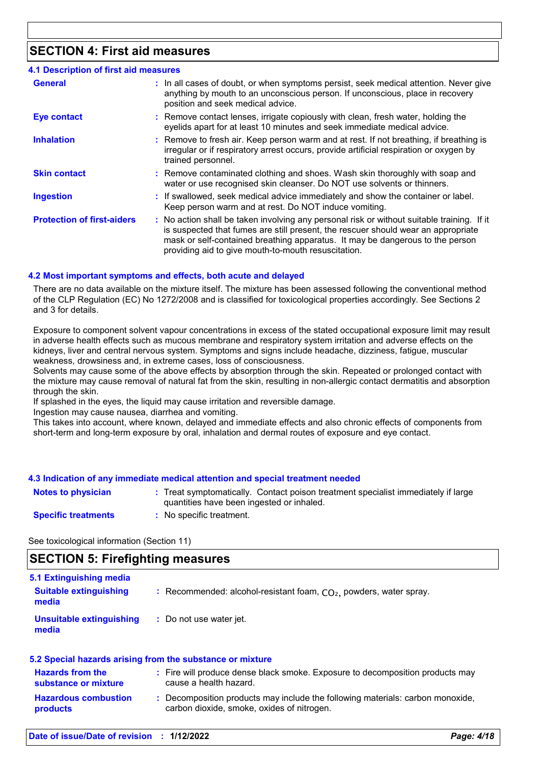## SECTION 4: First aid measures

### 4.1 Description of first aid measures

| | |
|---|---|
| **General** | : In all cases of doubt, or when symptoms persist, seek medical attention. Never give anything by mouth to an unconscious person. If unconscious, place in recovery position and seek medical advice. |
| **Eye contact** | : Remove contact lenses, irrigate copiously with clean, fresh water, holding the eyelids apart for at least 10 minutes and seek immediate medical advice. |
| **Inhalation** | : Remove to fresh air. Keep person warm and at rest. If not breathing, if breathing is irregular or if respiratory arrest occurs, provide artificial respiration or oxygen by trained personnel. |
| **Skin contact** | : Remove contaminated clothing and shoes. Wash skin thoroughly with soap and water or use recognised skin cleanser. Do NOT use solvents or thinners. |
| **Ingestion** | : If swallowed, seek medical advice immediately and show the container or label. Keep person warm and at rest. Do NOT induce vomiting. |
| **Protection of first-aiders** | : No action shall be taken involving any personal risk or without suitable training. If it is suspected that fumes are still present, the rescuer should wear an appropriate mask or self-contained breathing apparatus. It may be dangerous to the person providing aid to give mouth-to-mouth resuscitation. |

### 4.2 Most important symptoms and effects, both acute and delayed

There are no data available on the mixture itself. The mixture has been assessed following the conventional method of the CLP Regulation (EC) No 1272/2008 and is classified for toxicological properties accordingly. See Sections 2 and 3 for details.

Exposure to component solvent vapour concentrations in excess of the stated occupational exposure limit may result in adverse health effects such as mucous membrane and respiratory system irritation and adverse effects on the kidneys, liver and central nervous system. Symptoms and signs include headache, dizziness, fatigue, muscular weakness, drowsiness and, in extreme cases, loss of consciousness.
Solvents may cause some of the above effects by absorption through the skin. Repeated or prolonged contact with the mixture may cause removal of natural fat from the skin, resulting in non-allergic contact dermatitis and absorption through the skin.
If splashed in the eyes, the liquid may cause irritation and reversible damage.
Ingestion may cause nausea, diarrhea and vomiting.
This takes into account, where known, delayed and immediate effects and also chronic effects of components from short-term and long-term exposure by oral, inhalation and dermal routes of exposure and eye contact.

### 4.3 Indication of any immediate medical attention and special treatment needed

| | |
|---|---|
| **Notes to physician** | : Treat symptomatically. Contact poison treatment specialist immediately if large quantities have been ingested or inhaled. |
| **Specific treatments** | : No specific treatment. |

See toxicological information (Section 11)

## SECTION 5: Firefighting measures

### 5.1 Extinguishing media

| | |
|---|---|
| **Suitable extinguishing media** | : Recommended: alcohol-resistant foam, $CO_2$, powders, water spray. |
| **Unsuitable extinguishing media** | : Do not use water jet. |

### 5.2 Special hazards arising from the substance or mixture

| | |
|---|---|
| **Hazards from the substance or mixture** | : Fire will produce dense black smoke. Exposure to decomposition products may cause a health hazard. |
| **Hazardous combustion products** | : Decomposition products may include the following materials: carbon monoxide, carbon dioxide, smoke, oxides of nitrogen. |

**Date of issue/Date of revision : 1/12/2022**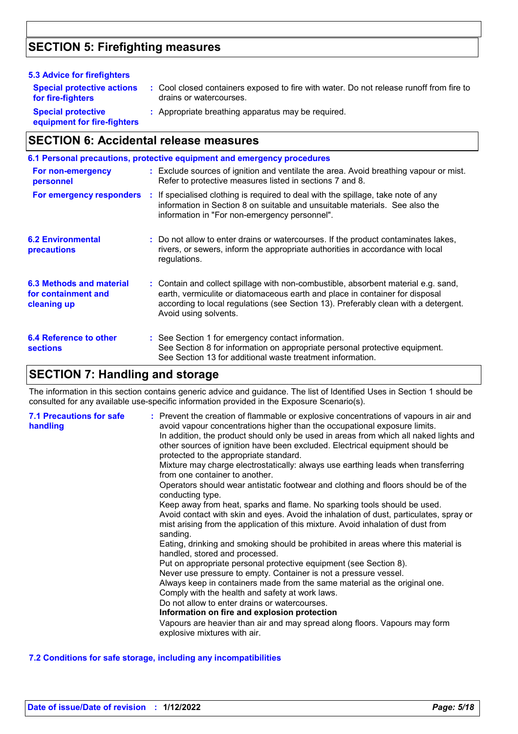## SECTION 5: Firefighting measures

### 5.3 Advice for firefighters

**Special protective actions for fire-fighters** : Cool closed containers exposed to fire with water. Do not release runoff from fire to drains or watercourses.

**Special protective equipment for fire-fighters** : Appropriate breathing apparatus may be required.

## SECTION 6: Accidental release measures

### 6.1 Personal precautions, protective equipment and emergency procedures

**For non-emergency personnel** : Exclude sources of ignition and ventilate the area. Avoid breathing vapour or mist. Refer to protective measures listed in sections 7 and 8.

**For emergency responders** : If specialised clothing is required to deal with the spillage, take note of any information in Section 8 on suitable and unsuitable materials. See also the information in "For non-emergency personnel".

**6.2 Environmental precautions** : Do not allow to enter drains or watercourses. If the product contaminates lakes, rivers, or sewers, inform the appropriate authorities in accordance with local regulations.

**6.3 Methods and material for containment and cleaning up** : Contain and collect spillage with non-combustible, absorbent material e.g. sand, earth, vermiculite or diatomaceous earth and place in container for disposal according to local regulations (see Section 13). Preferably clean with a detergent. Avoid using solvents.

**6.4 Reference to other sections** : See Section 1 for emergency contact information.
See Section 8 for information on appropriate personal protective equipment.
See Section 13 for additional waste treatment information.

## SECTION 7: Handling and storage

The information in this section contains generic advice and guidance. The list of Identified Uses in Section 1 should be consulted for any available use-specific information provided in the Exposure Scenario(s).

**7.1 Precautions for safe handling** : Prevent the creation of flammable or explosive concentrations of vapours in air and avoid vapour concentrations higher than the occupational exposure limits.
In addition, the product should only be used in areas from which all naked lights and other sources of ignition have been excluded. Electrical equipment should be protected to the appropriate standard.
Mixture may charge electrostatically: always use earthing leads when transferring from one container to another.
Operators should wear antistatic footwear and clothing and floors should be of the conducting type.
Keep away from heat, sparks and flame. No sparking tools should be used.
Avoid contact with skin and eyes. Avoid the inhalation of dust, particulates, spray or mist arising from the application of this mixture. Avoid inhalation of dust from sanding.
Eating, drinking and smoking should be prohibited in areas where this material is handled, stored and processed.
Put on appropriate personal protective equipment (see Section 8).
Never use pressure to empty. Container is not a pressure vessel.
Always keep in containers made from the same material as the original one.
Comply with the health and safety at work laws.
Do not allow to enter drains or watercourses.
**Information on fire and explosion protection**
Vapours are heavier than air and may spread along floors. Vapours may form explosive mixtures with air.

### 7.2 Conditions for safe storage, including any incompatibilities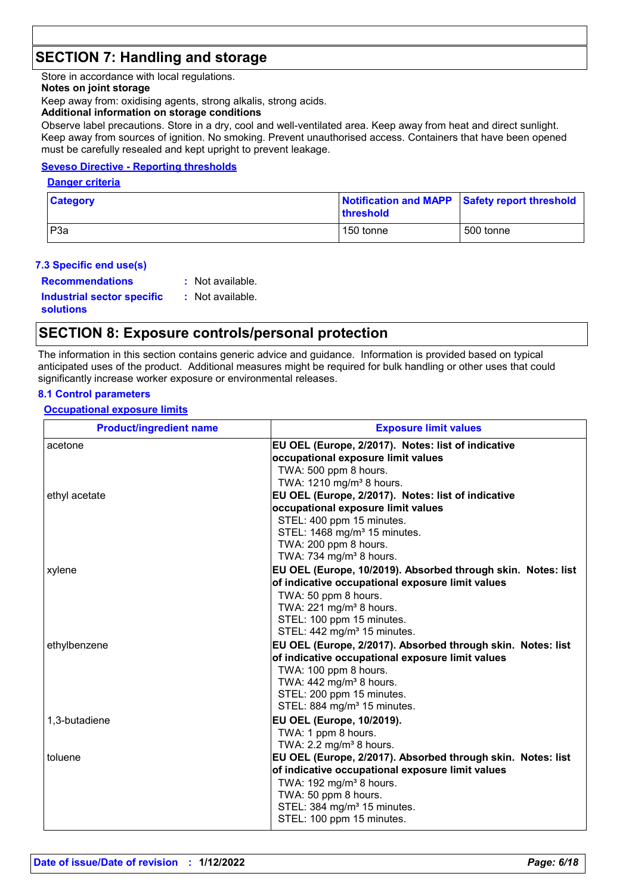## SECTION 7: Handling and storage

Store in accordance with local regulations.

**Notes on joint storage**

Keep away from: oxidising agents, strong alkalis, strong acids.

**Additional information on storage conditions**

Observe label precautions. Store in a dry, cool and well-ventilated area. Keep away from heat and direct sunlight. Keep away from sources of ignition. No smoking. Prevent unauthorised access. Containers that have been opened must be carefully resealed and kept upright to prevent leakage.

**Seveso Directive - Reporting thresholds**

**Danger criteria**

| Category | Notification and MAPP threshold | Safety report threshold |
|---|---|---|
| P3a | 150 tonne | 500 tonne |

### 7.3 Specific end use(s)

**Recommendations** : Not available.

**Industrial sector specific solutions** : Not available.

## SECTION 8: Exposure controls/personal protection

The information in this section contains generic advice and guidance. Information is provided based on typical anticipated uses of the product. Additional measures might be required for bulk handling or other uses that could significantly increase worker exposure or environmental releases.

### 8.1 Control parameters

**Occupational exposure limits**

| Product/ingredient name | Exposure limit values |
|---|---|
| acetone | **EU OEL (Europe, 2/2017). Notes: list of indicative occupational exposure limit values**<br>TWA: 500 ppm 8 hours.<br>TWA: 1210 mg/m³ 8 hours. |
| ethyl acetate | **EU OEL (Europe, 2/2017). Notes: list of indicative occupational exposure limit values**<br>STEL: 400 ppm 15 minutes.<br>STEL: 1468 mg/m³ 15 minutes.<br>TWA: 200 ppm 8 hours.<br>TWA: 734 mg/m³ 8 hours. |
| xylene | **EU OEL (Europe, 10/2019). Absorbed through skin. Notes: list of indicative occupational exposure limit values**<br>TWA: 50 ppm 8 hours.<br>TWA: 221 mg/m³ 8 hours.<br>STEL: 100 ppm 15 minutes.<br>STEL: 442 mg/m³ 15 minutes. |
| ethylbenzene | **EU OEL (Europe, 2/2017). Absorbed through skin. Notes: list of indicative occupational exposure limit values**<br>TWA: 100 ppm 8 hours.<br>TWA: 442 mg/m³ 8 hours.<br>STEL: 200 ppm 15 minutes.<br>STEL: 884 mg/m³ 15 minutes. |
| 1,3-butadiene | **EU OEL (Europe, 10/2019).**<br>TWA: 1 ppm 8 hours.<br>TWA: 2.2 mg/m³ 8 hours. |
| toluene | **EU OEL (Europe, 2/2017). Absorbed through skin. Notes: list of indicative occupational exposure limit values**<br>TWA: 192 mg/m³ 8 hours.<br>TWA: 50 ppm 8 hours.<br>STEL: 384 mg/m³ 15 minutes.<br>STEL: 100 ppm 15 minutes. |

**Date of issue/Date of revision** : **1/12/2022**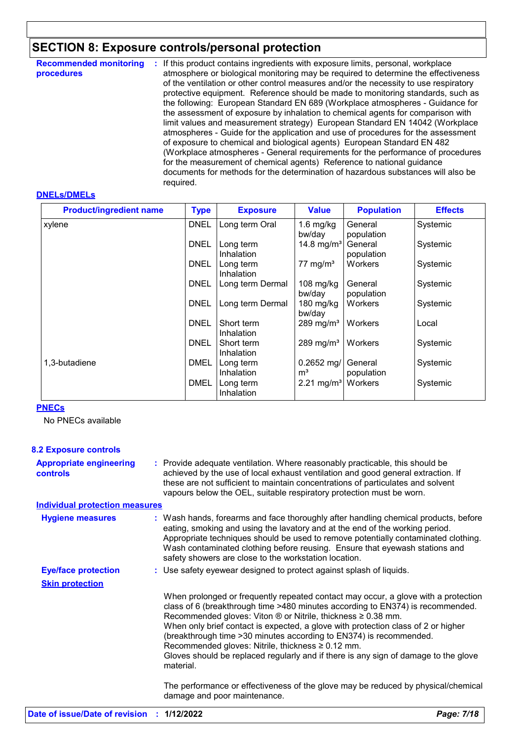## SECTION 8: Exposure controls/personal protection

**Recommended monitoring procedures** : If this product contains ingredients with exposure limits, personal, workplace atmosphere or biological monitoring may be required to determine the effectiveness of the ventilation or other control measures and/or the necessity to use respiratory protective equipment. Reference should be made to monitoring standards, such as the following: European Standard EN 689 (Workplace atmospheres - Guidance for the assessment of exposure by inhalation to chemical agents for comparison with limit values and measurement strategy) European Standard EN 14042 (Workplace atmospheres - Guide for the application and use of procedures for the assessment of exposure to chemical and biological agents) European Standard EN 482 (Workplace atmospheres - General requirements for the performance of procedures for the measurement of chemical agents) Reference to national guidance documents for methods for the determination of hazardous substances will also be required.

**DNELs/DMELs**

| Product/ingredient name | Type | Exposure | Value | Population | Effects |
|---|---|---|---|---|---|
| xylene | DNEL | Long term Oral | 1.6 mg/kg bw/day | General population | Systemic |
| | DNEL | Long term Inhalation | 14.8 mg/m³ | General population | Systemic |
| | DNEL | Long term Inhalation | 77 mg/m³ | Workers | Systemic |
| | DNEL | Long term Dermal | 108 mg/kg bw/day | General population | Systemic |
| | DNEL | Long term Dermal | 180 mg/kg bw/day | Workers | Systemic |
| | DNEL | Short term Inhalation | 289 mg/m³ | Workers | Local |
| | DNEL | Short term Inhalation | 289 mg/m³ | Workers | Systemic |
| 1,3-butadiene | DMEL | Long term Inhalation | 0.2652 mg/m³ | General population | Systemic |
| | DMEL | Long term Inhalation | 2.21 mg/m³ | Workers | Systemic |

**PNECs**

No PNECs available

### 8.2 Exposure controls

**Appropriate engineering controls** : Provide adequate ventilation. Where reasonably practicable, this should be achieved by the use of local exhaust ventilation and good general extraction. If these are not sufficient to maintain concentrations of particulates and solvent vapours below the OEL, suitable respiratory protection must be worn.

**Individual protection measures**

**Hygiene measures** : Wash hands, forearms and face thoroughly after handling chemical products, before eating, smoking and using the lavatory and at the end of the working period. Appropriate techniques should be used to remove potentially contaminated clothing. Wash contaminated clothing before reusing. Ensure that eyewash stations and safety showers are close to the workstation location.

**Eye/face protection** : Use safety eyewear designed to protect against splash of liquids.

**Skin protection**

When prolonged or frequently repeated contact may occur, a glove with a protection class of 6 (breakthrough time >480 minutes according to EN374) is recommended. Recommended gloves: Viton ® or Nitrile, thickness ≥ 0.38 mm.
When only brief contact is expected, a glove with protection class of 2 or higher (breakthrough time >30 minutes according to EN374) is recommended.
Recommended gloves: Nitrile, thickness ≥ 0.12 mm.
Gloves should be replaced regularly and if there is any sign of damage to the glove material.

The performance or effectiveness of the glove may be reduced by physical/chemical damage and poor maintenance.

**Date of issue/Date of revision** : 1/12/2022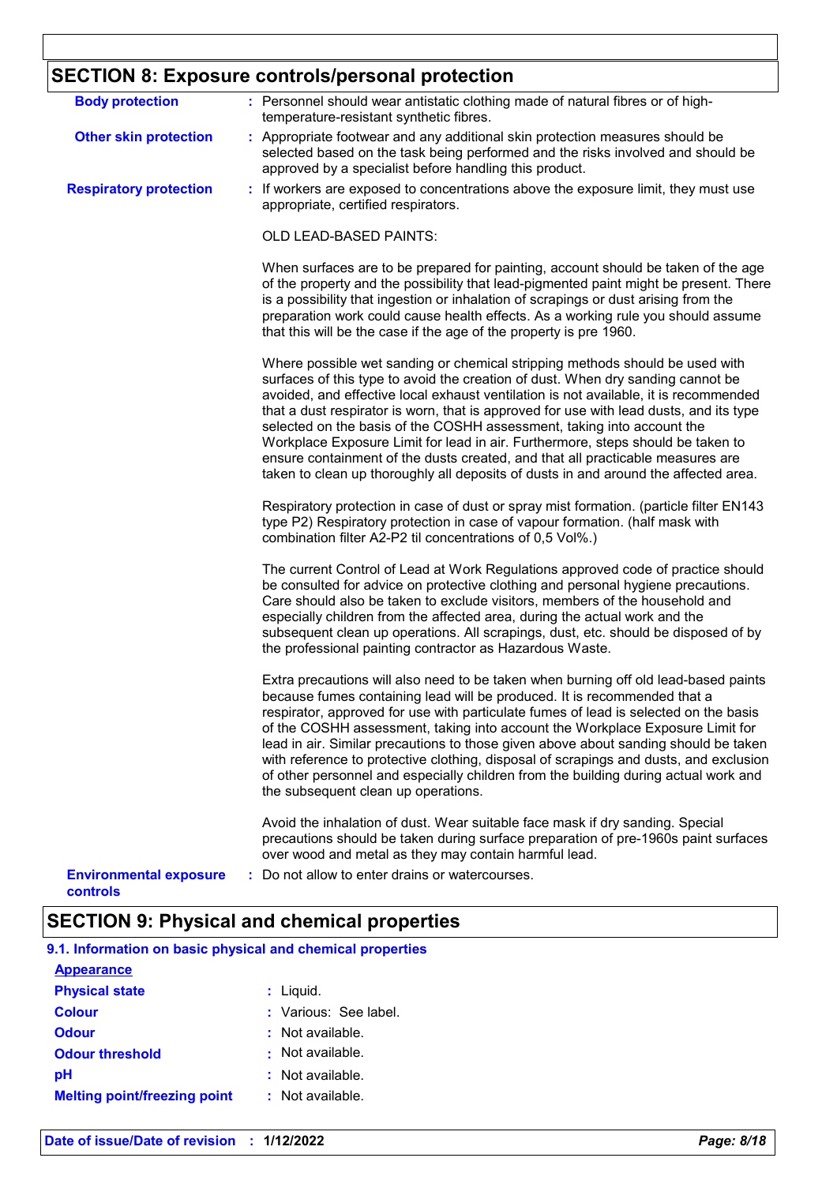## SECTION 8: Exposure controls/personal protection

**Body protection** : Personnel should wear antistatic clothing made of natural fibres or of high-temperature-resistant synthetic fibres.

**Other skin protection** : Appropriate footwear and any additional skin protection measures should be selected based on the task being performed and the risks involved and should be approved by a specialist before handling this product.

**Respiratory protection** : If workers are exposed to concentrations above the exposure limit, they must use appropriate, certified respirators.

OLD LEAD-BASED PAINTS:

When surfaces are to be prepared for painting, account should be taken of the age of the property and the possibility that lead-pigmented paint might be present. There is a possibility that ingestion or inhalation of scrapings or dust arising from the preparation work could cause health effects. As a working rule you should assume that this will be the case if the age of the property is pre 1960.

Where possible wet sanding or chemical stripping methods should be used with surfaces of this type to avoid the creation of dust. When dry sanding cannot be avoided, and effective local exhaust ventilation is not available, it is recommended that a dust respirator is worn, that is approved for use with lead dusts, and its type selected on the basis of the COSHH assessment, taking into account the Workplace Exposure Limit for lead in air. Furthermore, steps should be taken to ensure containment of the dusts created, and that all practicable measures are taken to clean up thoroughly all deposits of dusts in and around the affected area.

Respiratory protection in case of dust or spray mist formation. (particle filter EN143 type P2) Respiratory protection in case of vapour formation. (half mask with combination filter A2-P2 til concentrations of 0,5 Vol%.)

The current Control of Lead at Work Regulations approved code of practice should be consulted for advice on protective clothing and personal hygiene precautions. Care should also be taken to exclude visitors, members of the household and especially children from the affected area, during the actual work and the subsequent clean up operations. All scrapings, dust, etc. should be disposed of by the professional painting contractor as Hazardous Waste.

Extra precautions will also need to be taken when burning off old lead-based paints because fumes containing lead will be produced. It is recommended that a respirator, approved for use with particulate fumes of lead is selected on the basis of the COSHH assessment, taking into account the Workplace Exposure Limit for lead in air. Similar precautions to those given above about sanding should be taken with reference to protective clothing, disposal of scrapings and dusts, and exclusion of other personnel and especially children from the building during actual work and the subsequent clean up operations.

Avoid the inhalation of dust. Wear suitable face mask if dry sanding. Special precautions should be taken during surface preparation of pre-1960s paint surfaces over wood and metal as they may contain harmful lead.

**Environmental exposure controls** : Do not allow to enter drains or watercourses.

## SECTION 9: Physical and chemical properties

### 9.1. Information on basic physical and chemical properties

**Appearance**

**Physical state** : Liquid.

**Colour** : Various: See label.

**Odour** : Not available.

**Odour threshold** : Not available.

**pH** : Not available.

**Melting point/freezing point** : Not available.

Date of issue/Date of revision : 1/12/2022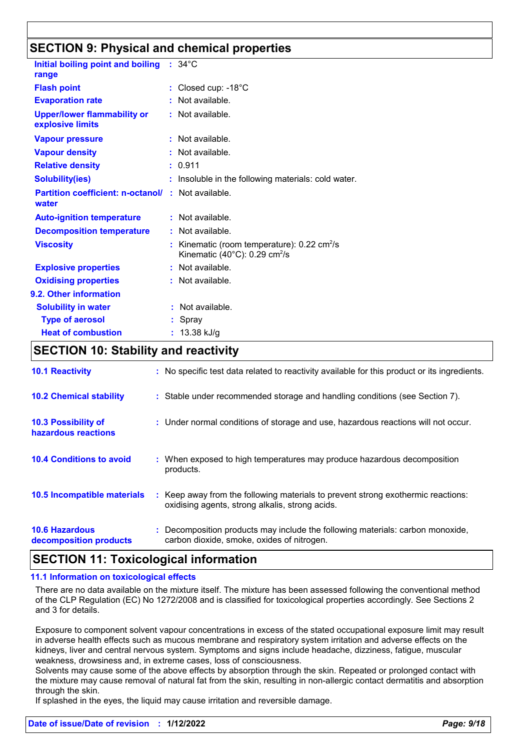## SECTION 9: Physical and chemical properties

| | |
|---|---|
| **Initial boiling point and boiling range** | : 34°C |
| **Flash point** | : Closed cup: -18°C |
| **Evaporation rate** | : Not available. |
| **Upper/lower flammability or explosive limits** | : Not available. |
| **Vapour pressure** | : Not available. |
| **Vapour density** | : Not available. |
| **Relative density** | : 0.911 |
| **Solubility(ies)** | : Insoluble in the following materials: cold water. |
| **Partition coefficient: n-octanol/ water** | : Not available. |
| **Auto-ignition temperature** | : Not available. |
| **Decomposition temperature** | : Not available. |
| **Viscosity** | : Kinematic (room temperature): 0.22 $cm^2/s$<br>Kinematic (40°C): 0.29 $cm^2/s$ |
| **Explosive properties** | : Not available. |
| **Oxidising properties** | : Not available. |

**9.2. Other information**

| | |
|---|---|
| **Solubility in water** | : Not available. |
| **Type of aerosol** | : Spray |
| **Heat of combustion** | : 13.38 kJ/g |

## SECTION 10: Stability and reactivity

| | |
|---|---|
| **10.1 Reactivity** | : No specific test data related to reactivity available for this product or its ingredients. |
| **10.2 Chemical stability** | : Stable under recommended storage and handling conditions (see Section 7). |
| **10.3 Possibility of hazardous reactions** | : Under normal conditions of storage and use, hazardous reactions will not occur. |
| **10.4 Conditions to avoid** | : When exposed to high temperatures may produce hazardous decomposition products. |
| **10.5 Incompatible materials** | : Keep away from the following materials to prevent strong exothermic reactions: oxidising agents, strong alkalis, strong acids. |
| **10.6 Hazardous decomposition products** | : Decomposition products may include the following materials: carbon monoxide, carbon dioxide, smoke, oxides of nitrogen. |

## SECTION 11: Toxicological information

### 11.1 Information on toxicological effects

There are no data available on the mixture itself. The mixture has been assessed following the conventional method of the CLP Regulation (EC) No 1272/2008 and is classified for toxicological properties accordingly. See Sections 2 and 3 for details.

Exposure to component solvent vapour concentrations in excess of the stated occupational exposure limit may result in adverse health effects such as mucous membrane and respiratory system irritation and adverse effects on the kidneys, liver and central nervous system. Symptoms and signs include headache, dizziness, fatigue, muscular weakness, drowsiness and, in extreme cases, loss of consciousness.
Solvents may cause some of the above effects by absorption through the skin. Repeated or prolonged contact with the mixture may cause removal of natural fat from the skin, resulting in non-allergic contact dermatitis and absorption through the skin.
If splashed in the eyes, the liquid may cause irritation and reversible damage.

**Date of issue/Date of revision : 1/12/2022**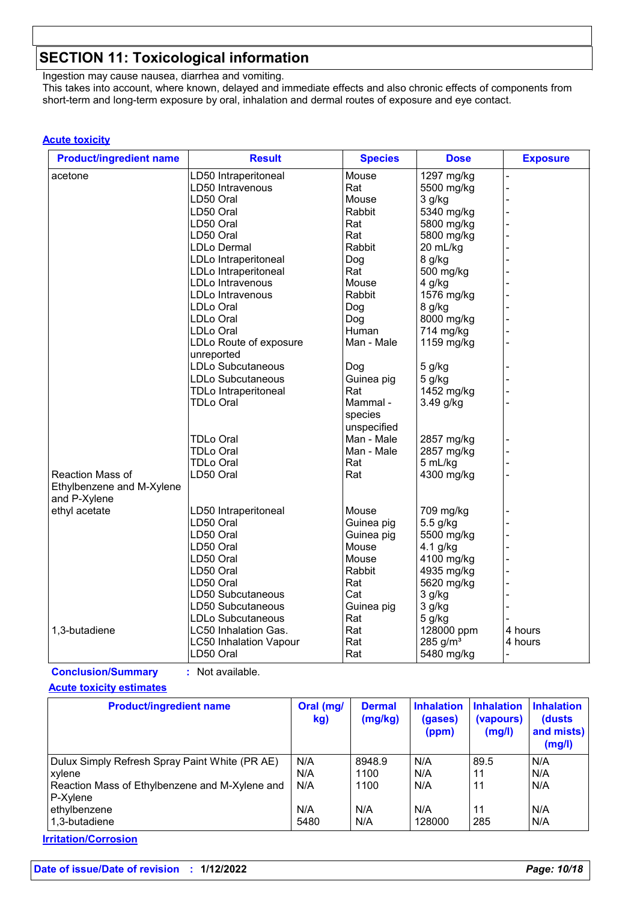## SECTION 11: Toxicological information

Ingestion may cause nausea, diarrhea and vomiting.
This takes into account, where known, delayed and immediate effects and also chronic effects of components from short-term and long-term exposure by oral, inhalation and dermal routes of exposure and eye contact.

**Acute toxicity**

| Product/ingredient name | Result | Species | Dose | Exposure |
|---|---|---|---|---|
| acetone | LD50 Intraperitoneal | Mouse | 1297 mg/kg | - |
| | LD50 Intravenous | Rat | 5500 mg/kg | - |
| | LD50 Oral | Mouse | 3 g/kg | - |
| | LD50 Oral | Rabbit | 5340 mg/kg | - |
| | LD50 Oral | Rat | 5800 mg/kg | - |
| | LD50 Oral | Rat | 5800 mg/kg | - |
| | LDLo Dermal | Rabbit | 20 mL/kg | - |
| | LDLo Intraperitoneal | Dog | 8 g/kg | - |
| | LDLo Intraperitoneal | Rat | 500 mg/kg | - |
| | LDLo Intravenous | Mouse | 4 g/kg | - |
| | LDLo Intravenous | Rabbit | 1576 mg/kg | - |
| | LDLo Oral | Dog | 8 g/kg | - |
| | LDLo Oral | Dog | 8000 mg/kg | - |
| | LDLo Oral | Human | 714 mg/kg | - |
| | LDLo Route of exposure unreported | Man - Male | 1159 mg/kg | - |
| | LDLo Subcutaneous | Dog | 5 g/kg | - |
| | LDLo Subcutaneous | Guinea pig | 5 g/kg | - |
| | TDLo Intraperitoneal | Rat | 1452 mg/kg | - |
| | TDLo Oral | Mammal - species unspecified | 3.49 g/kg | - |
| | TDLo Oral | Man - Male | 2857 mg/kg | - |
| | TDLo Oral | Man - Male | 2857 mg/kg | - |
| | TDLo Oral | Rat | 5 mL/kg | - |
| Reaction Mass of Ethylbenzene and M-Xylene and P-Xylene | LD50 Oral | Rat | 4300 mg/kg | - |
| ethyl acetate | LD50 Intraperitoneal | Mouse | 709 mg/kg | - |
| | LD50 Oral | Guinea pig | 5.5 g/kg | - |
| | LD50 Oral | Guinea pig | 5500 mg/kg | - |
| | LD50 Oral | Mouse | 4.1 g/kg | - |
| | LD50 Oral | Mouse | 4100 mg/kg | - |
| | LD50 Oral | Rabbit | 4935 mg/kg | - |
| | LD50 Oral | Rat | 5620 mg/kg | - |
| | LD50 Subcutaneous | Cat | 3 g/kg | - |
| | LD50 Subcutaneous | Guinea pig | 3 g/kg | - |
| | LDLo Subcutaneous | Rat | 5 g/kg | - |
| 1,3-butadiene | LC50 Inhalation Gas. | Rat | 128000 ppm | 4 hours |
| | LC50 Inhalation Vapour | Rat | 285 g/m³ | 4 hours |
| | LD50 Oral | Rat | 5480 mg/kg | - |

**Conclusion/Summary** : Not available.

**Acute toxicity estimates**

| Product/ingredient name | Oral (mg/kg) | Dermal (mg/kg) | Inhalation (gases) (ppm) | Inhalation (vapours) (mg/l) | Inhalation (dusts and mists) (mg/l) |
|---|---|---|---|---|---|
| Dulux Simply Refresh Spray Paint White (PR AE) | N/A | 8948.9 | N/A | 89.5 | N/A |
| xylene | N/A | 1100 | N/A | 11 | N/A |
| Reaction Mass of Ethylbenzene and M-Xylene and P-Xylene | N/A | 1100 | N/A | 11 | N/A |
| ethylbenzene | N/A | N/A | N/A | 11 | N/A |
| 1,3-butadiene | 5480 | N/A | 128000 | 285 | N/A |

**Irritation/Corrosion**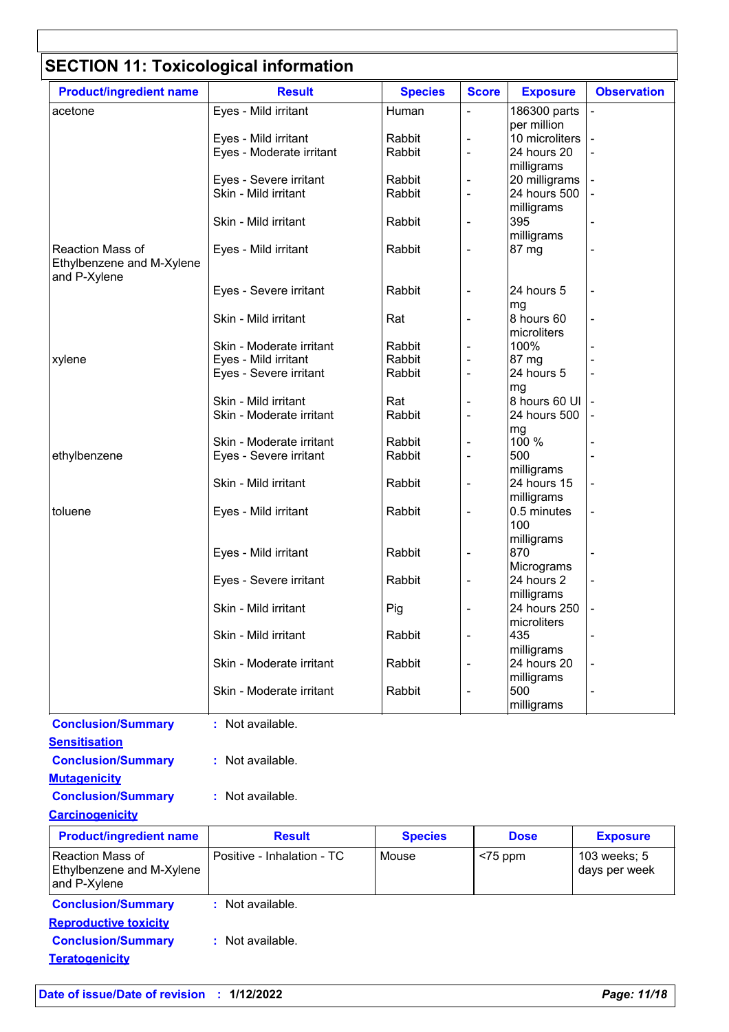## SECTION 11: Toxicological information

| Product/ingredient name | Result | Species | Score | Exposure | Observation |
|---|---|---|---|---|---|
| acetone | Eyes - Mild irritant | Human | - | 186300 parts per million | - |
| | Eyes - Mild irritant | Rabbit | - | 10 microliters | - |
| | Eyes - Moderate irritant | Rabbit | - | 24 hours 20 milligrams | - |
| | Eyes - Severe irritant | Rabbit | - | 20 milligrams | - |
| | Skin - Mild irritant | Rabbit | - | 24 hours 500 milligrams | - |
| | Skin - Mild irritant | Rabbit | - | 395 milligrams | - |
| Reaction Mass of Ethylbenzene and M-Xylene and P-Xylene | Eyes - Mild irritant | Rabbit | - | 87 mg | - |
| | Eyes - Severe irritant | Rabbit | - | 24 hours 5 mg | - |
| | Skin - Mild irritant | Rat | - | 8 hours 60 microliters | - |
| | Skin - Moderate irritant | Rabbit | - | 100% | - |
| xylene | Eyes - Mild irritant | Rabbit | - | 87 mg | - |
| | Eyes - Severe irritant | Rabbit | - | 24 hours 5 mg | - |
| | Skin - Mild irritant | Rat | - | 8 hours 60 Ul | - |
| | Skin - Moderate irritant | Rabbit | - | 24 hours 500 mg | - |
| | Skin - Moderate irritant | Rabbit | - | 100 % | - |
| ethylbenzene | Eyes - Severe irritant | Rabbit | - | 500 milligrams | - |
| | Skin - Mild irritant | Rabbit | - | 24 hours 15 milligrams | - |
| toluene | Eyes - Mild irritant | Rabbit | - | 0.5 minutes 100 milligrams | - |
| | Eyes - Mild irritant | Rabbit | - | 870 Micrograms | - |
| | Eyes - Severe irritant | Rabbit | - | 24 hours 2 milligrams | - |
| | Skin - Mild irritant | Pig | - | 24 hours 250 microliters | - |
| | Skin - Mild irritant | Rabbit | - | 435 milligrams | - |
| | Skin - Moderate irritant | Rabbit | - | 24 hours 20 milligrams | - |
| | Skin - Moderate irritant | Rabbit | - | 500 milligrams | - |

**Conclusion/Summary** : Not available.

**Sensitisation**

**Conclusion/Summary** : Not available.

**Mutagenicity**

**Conclusion/Summary** : Not available.

**Carcinogenicity**

| Product/ingredient name | Result | Species | Dose | Exposure |
|---|---|---|---|---|
| Reaction Mass of Ethylbenzene and M-Xylene and P-Xylene | Positive - Inhalation - TC | Mouse | <75 ppm | 103 weeks; 5 days per week |

**Conclusion/Summary** : Not available.

**Reproductive toxicity**

**Conclusion/Summary** : Not available.

**Teratogenicity**

**Date of issue/Date of revision** : **1/12/2022**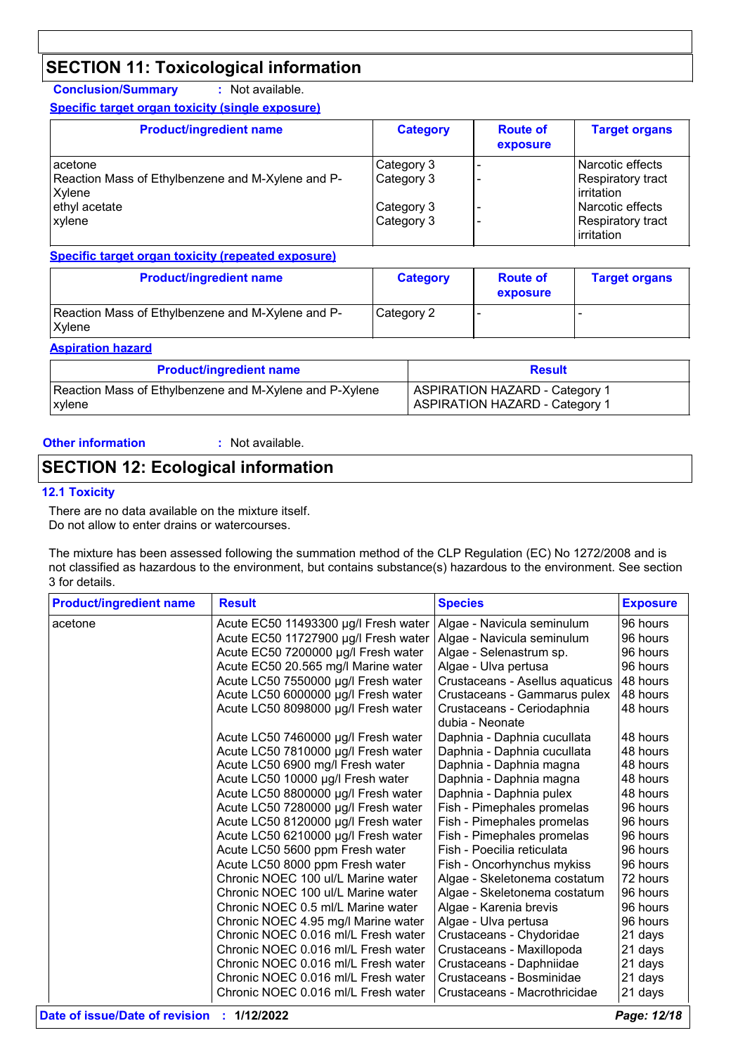## SECTION 11: Toxicological information

**Conclusion/Summary** : Not available.

**Specific target organ toxicity (single exposure)**

| Product/ingredient name | Category | Route of exposure | Target organs |
|---|---|---|---|
| acetone | Category 3 | - | Narcotic effects |
| Reaction Mass of Ethylbenzene and M-Xylene and P-Xylene | Category 3 | - | Respiratory tract irritation |
| ethyl acetate | Category 3 | - | Narcotic effects |
| xylene | Category 3 | - | Respiratory tract irritation |

**Specific target organ toxicity (repeated exposure)**

| Product/ingredient name | Category | Route of exposure | Target organs |
|---|---|---|---|
| Reaction Mass of Ethylbenzene and M-Xylene and P-Xylene | Category 2 | - | - |

**Aspiration hazard**

| Product/ingredient name | Result |
|---|---|
| Reaction Mass of Ethylbenzene and M-Xylene and P-Xylene | ASPIRATION HAZARD - Category 1 |
| xylene | ASPIRATION HAZARD - Category 1 |

**Other information** : Not available.

## SECTION 12: Ecological information

### 12.1 Toxicity

There are no data available on the mixture itself.
Do not allow to enter drains or watercourses.

The mixture has been assessed following the summation method of the CLP Regulation (EC) No 1272/2008 and is not classified as hazardous to the environment, but contains substance(s) hazardous to the environment. See section 3 for details.

| Product/ingredient name | Result | Species | Exposure |
|---|---|---|---|
| acetone | Acute EC50 11493300 µg/l Fresh water | Algae - Navicula seminulum | 96 hours |
| | Acute EC50 11727900 µg/l Fresh water | Algae - Navicula seminulum | 96 hours |
| | Acute EC50 7200000 µg/l Fresh water | Algae - Selenastrum sp. | 96 hours |
| | Acute EC50 20.565 mg/l Marine water | Algae - Ulva pertusa | 96 hours |
| | Acute LC50 7550000 µg/l Fresh water | Crustaceans - Asellus aquaticus | 48 hours |
| | Acute LC50 6000000 µg/l Fresh water | Crustaceans - Gammarus pulex | 48 hours |
| | Acute LC50 8098000 µg/l Fresh water | Crustaceans - Ceriodaphnia dubia - Neonate | 48 hours |
| | Acute LC50 7460000 µg/l Fresh water | Daphnia - Daphnia cucullata | 48 hours |
| | Acute LC50 7810000 µg/l Fresh water | Daphnia - Daphnia cucullata | 48 hours |
| | Acute LC50 6900 mg/l Fresh water | Daphnia - Daphnia magna | 48 hours |
| | Acute LC50 10000 µg/l Fresh water | Daphnia - Daphnia magna | 48 hours |
| | Acute LC50 8800000 µg/l Fresh water | Daphnia - Daphnia pulex | 48 hours |
| | Acute LC50 7280000 µg/l Fresh water | Fish - Pimephales promelas | 96 hours |
| | Acute LC50 8120000 µg/l Fresh water | Fish - Pimephales promelas | 96 hours |
| | Acute LC50 6210000 µg/l Fresh water | Fish - Pimephales promelas | 96 hours |
| | Acute LC50 5600 ppm Fresh water | Fish - Poecilia reticulata | 96 hours |
| | Acute LC50 8000 ppm Fresh water | Fish - Oncorhynchus mykiss | 96 hours |
| | Chronic NOEC 100 ul/L Marine water | Algae - Skeletonema costatum | 72 hours |
| | Chronic NOEC 100 ul/L Marine water | Algae - Skeletonema costatum | 96 hours |
| | Chronic NOEC 0.5 ml/L Marine water | Algae - Karenia brevis | 96 hours |
| | Chronic NOEC 4.95 mg/l Marine water | Algae - Ulva pertusa | 96 hours |
| | Chronic NOEC 0.016 ml/L Fresh water | Crustaceans - Chydoridae | 21 days |
| | Chronic NOEC 0.016 ml/L Fresh water | Crustaceans - Maxillopoda | 21 days |
| | Chronic NOEC 0.016 ml/L Fresh water | Crustaceans - Daphniidae | 21 days |
| | Chronic NOEC 0.016 ml/L Fresh water | Crustaceans - Bosminidae | 21 days |
| | Chronic NOEC 0.016 ml/L Fresh water | Crustaceans - Macrothricidae | 21 days |

**Date of issue/Date of revision** : **1/12/2022**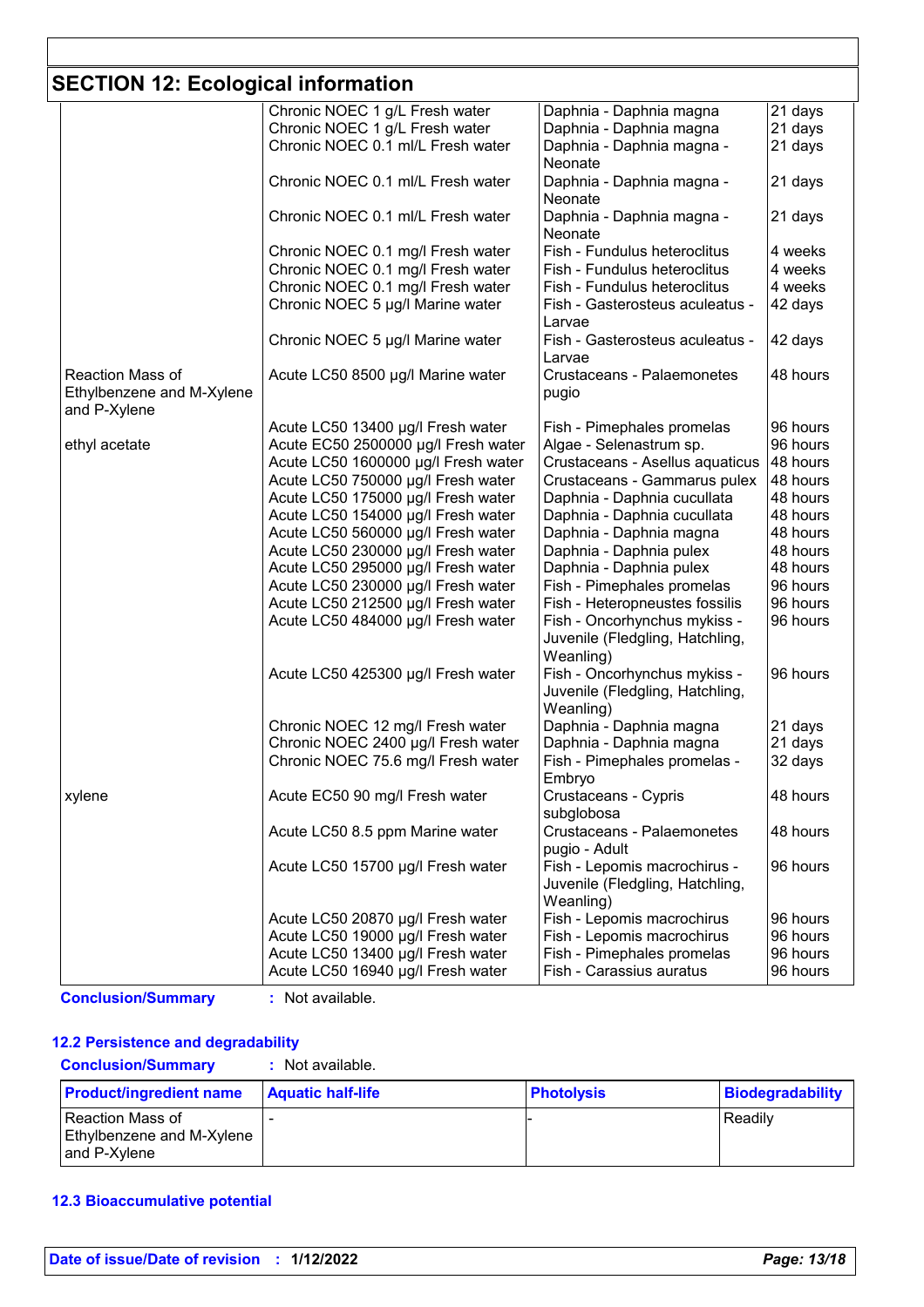## SECTION 12: Ecological information

| | | | |
|---|---|---|---|
| | Chronic NOEC 1 g/L Fresh water | Daphnia - Daphnia magna | 21 days |
| | Chronic NOEC 1 g/L Fresh water | Daphnia - Daphnia magna | 21 days |
| | Chronic NOEC 0.1 ml/L Fresh water | Daphnia - Daphnia magna - Neonate | 21 days |
| | Chronic NOEC 0.1 ml/L Fresh water | Daphnia - Daphnia magna - Neonate | 21 days |
| | Chronic NOEC 0.1 ml/L Fresh water | Daphnia - Daphnia magna - Neonate | 21 days |
| | Chronic NOEC 0.1 mg/l Fresh water | Fish - Fundulus heteroclitus | 4 weeks |
| | Chronic NOEC 0.1 mg/l Fresh water | Fish - Fundulus heteroclitus | 4 weeks |
| | Chronic NOEC 0.1 mg/l Fresh water | Fish - Fundulus heteroclitus | 4 weeks |
| | Chronic NOEC 5 µg/l Marine water | Fish - Gasterosteus aculeatus - Larvae | 42 days |
| | Chronic NOEC 5 µg/l Marine water | Fish - Gasterosteus aculeatus - Larvae | 42 days |
| Reaction Mass of Ethylbenzene and M-Xylene and P-Xylene | Acute LC50 8500 µg/l Marine water | Crustaceans - Palaemonetes pugio | 48 hours |
| | Acute LC50 13400 µg/l Fresh water | Fish - Pimephales promelas | 96 hours |
| ethyl acetate | Acute EC50 2500000 µg/l Fresh water | Algae - Selenastrum sp. | 96 hours |
| | Acute LC50 1600000 µg/l Fresh water | Crustaceans - Asellus aquaticus | 48 hours |
| | Acute LC50 750000 µg/l Fresh water | Crustaceans - Gammarus pulex | 48 hours |
| | Acute LC50 175000 µg/l Fresh water | Daphnia - Daphnia cucullata | 48 hours |
| | Acute LC50 154000 µg/l Fresh water | Daphnia - Daphnia cucullata | 48 hours |
| | Acute LC50 560000 µg/l Fresh water | Daphnia - Daphnia magna | 48 hours |
| | Acute LC50 230000 µg/l Fresh water | Daphnia - Daphnia pulex | 48 hours |
| | Acute LC50 295000 µg/l Fresh water | Daphnia - Daphnia pulex | 48 hours |
| | Acute LC50 230000 µg/l Fresh water | Fish - Pimephales promelas | 96 hours |
| | Acute LC50 212500 µg/l Fresh water | Fish - Heteropneustes fossilis | 96 hours |
| | Acute LC50 484000 µg/l Fresh water | Fish - Oncorhynchus mykiss - Juvenile (Fledgling, Hatchling, Weanling) | 96 hours |
| | Acute LC50 425300 µg/l Fresh water | Fish - Oncorhynchus mykiss - Juvenile (Fledgling, Hatchling, Weanling) | 96 hours |
| | Chronic NOEC 12 mg/l Fresh water | Daphnia - Daphnia magna | 21 days |
| | Chronic NOEC 2400 µg/l Fresh water | Daphnia - Daphnia magna | 21 days |
| | Chronic NOEC 75.6 mg/l Fresh water | Fish - Pimephales promelas - Embryo | 32 days |
| xylene | Acute EC50 90 mg/l Fresh water | Crustaceans - Cypris subglobosa | 48 hours |
| | Acute LC50 8.5 ppm Marine water | Crustaceans - Palaemonetes pugio - Adult | 48 hours |
| | Acute LC50 15700 µg/l Fresh water | Fish - Lepomis macrochirus - Juvenile (Fledgling, Hatchling, Weanling) | 96 hours |
| | Acute LC50 20870 µg/l Fresh water | Fish - Lepomis macrochirus | 96 hours |
| | Acute LC50 19000 µg/l Fresh water | Fish - Lepomis macrochirus | 96 hours |
| | Acute LC50 13400 µg/l Fresh water | Fish - Pimephales promelas | 96 hours |
| | Acute LC50 16940 µg/l Fresh water | Fish - Carassius auratus | 96 hours |

**Conclusion/Summary** : Not available.

### 12.2 Persistence and degradability

**Conclusion/Summary** : Not available.

| Product/ingredient name | Aquatic half-life | Photolysis | Biodegradability |
|---|---|---|---|
| Reaction Mass of Ethylbenzene and M-Xylene and P-Xylene | - | - | Readily |

### 12.3 Bioaccumulative potential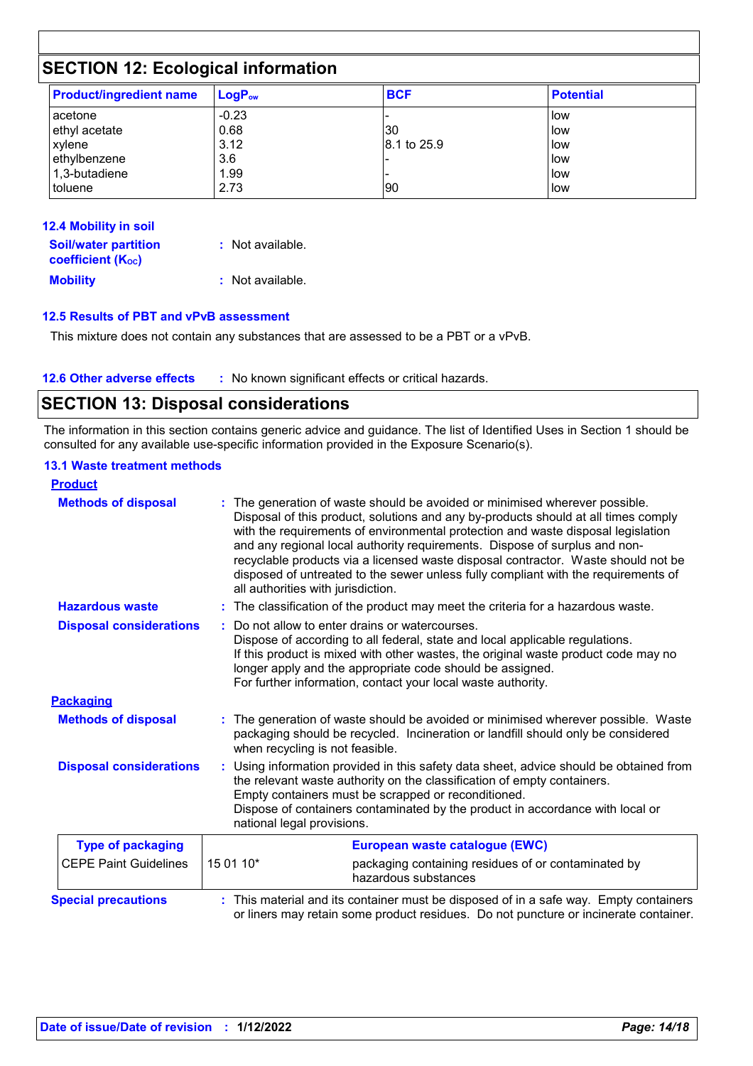## SECTION 12: Ecological information

| Product/ingredient name | $LogP_{ow}$ | BCF | Potential |
|---|---|---|---|
| acetone | -0.23 | - | low |
| ethyl acetate | 0.68 | 30 | low |
| xylene | 3.12 | 8.1 to 25.9 | low |
| ethylbenzene | 3.6 | - | low |
| 1,3-butadiene | 1.99 | - | low |
| toluene | 2.73 | 90 | low |

### 12.4 Mobility in soil

**Soil/water partition coefficient ($K_{OC}$)** : Not available.

**Mobility** : Not available.

### 12.5 Results of PBT and vPvB assessment

This mixture does not contain any substances that are assessed to be a PBT or a vPvB.

**12.6 Other adverse effects** : No known significant effects or critical hazards.

## SECTION 13: Disposal considerations

The information in this section contains generic advice and guidance. The list of Identified Uses in Section 1 should be consulted for any available use-specific information provided in the Exposure Scenario(s).

### 13.1 Waste treatment methods

**Product**

**Methods of disposal** : The generation of waste should be avoided or minimised wherever possible. Disposal of this product, solutions and any by-products should at all times comply with the requirements of environmental protection and waste disposal legislation and any regional local authority requirements. Dispose of surplus and non-recyclable products via a licensed waste disposal contractor. Waste should not be disposed of untreated to the sewer unless fully compliant with the requirements of all authorities with jurisdiction.

**Hazardous waste** : The classification of the product may meet the criteria for a hazardous waste.

**Disposal considerations** : Do not allow to enter drains or watercourses.
Dispose of according to all federal, state and local applicable regulations.
If this product is mixed with other wastes, the original waste product code may no longer apply and the appropriate code should be assigned.
For further information, contact your local waste authority.

**Packaging**

**Methods of disposal** : The generation of waste should be avoided or minimised wherever possible. Waste packaging should be recycled. Incineration or landfill should only be considered when recycling is not feasible.

**Disposal considerations** : Using information provided in this safety data sheet, advice should be obtained from the relevant waste authority on the classification of empty containers.
Empty containers must be scrapped or reconditioned.
Dispose of containers contaminated by the product in accordance with local or national legal provisions.

| Type of packaging | European waste catalogue (EWC) | |
|---|---|---|
| CEPE Paint Guidelines | 15 01 10* | packaging containing residues of or contaminated by hazardous substances |

**Special precautions** : This material and its container must be disposed of in a safe way. Empty containers or liners may retain some product residues. Do not puncture or incinerate container.

**Date of issue/Date of revision** : 1/12/2022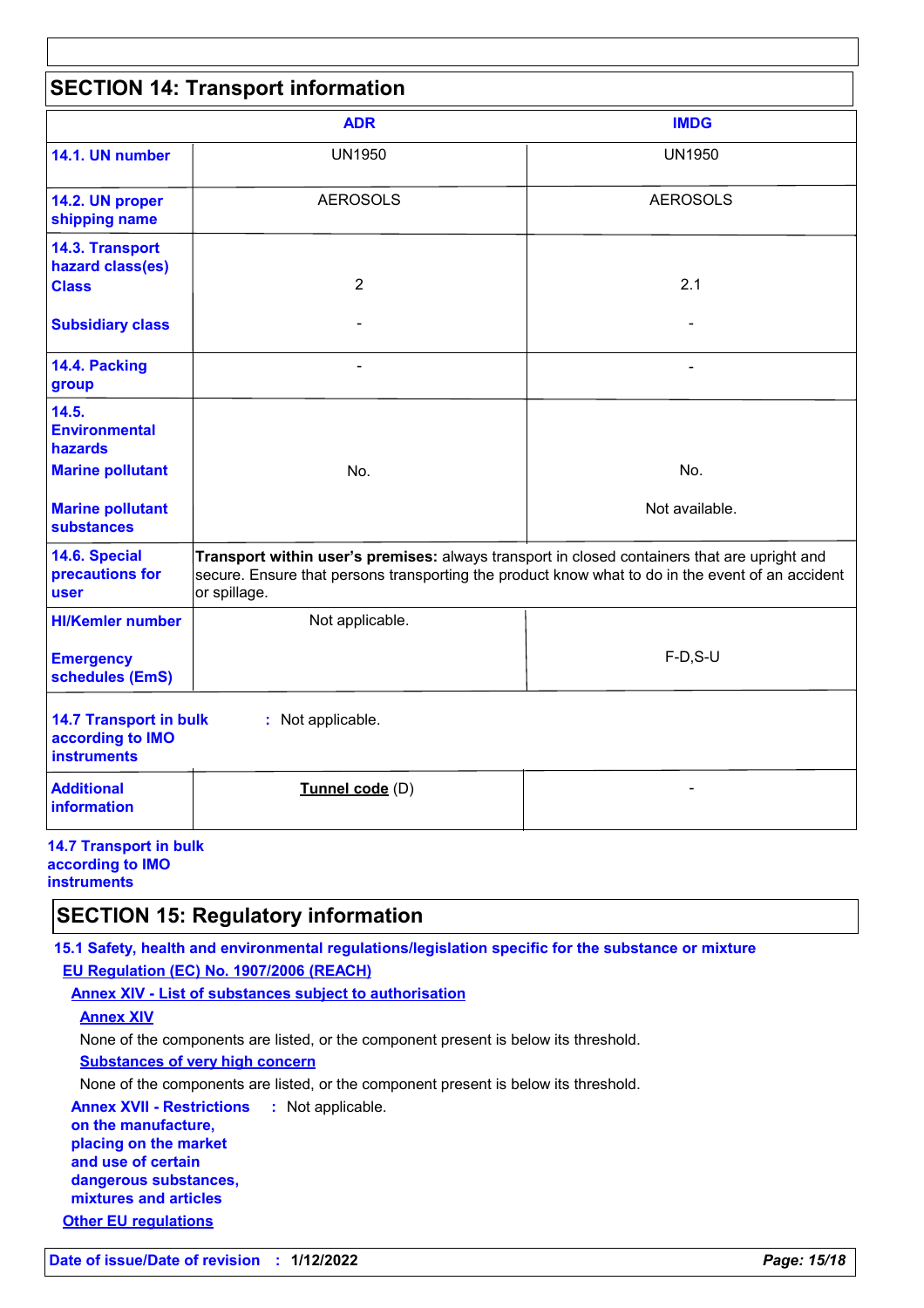## SECTION 14: Transport information

| | ADR | IMDG |
|---|---|---|
| **14.1. UN number** | UN1950 | UN1950 |
| **14.2. UN proper shipping name** | AEROSOLS | AEROSOLS |
| **14.3. Transport hazard class(es)** **Class** | 2 | 2.1 |
| **Subsidiary class** | - | - |
| **14.4. Packing group** | - | - |
| **14.5. Environmental hazards** **Marine pollutant** | No. | No. |
| **Marine pollutant substances** | | Not available. |
| **14.6. Special precautions for user** | **Transport within user's premises:** always transport in closed containers that are upright and secure. Ensure that persons transporting the product know what to do in the event of an accident or spillage. | |
| **HI/Kemler number** | Not applicable. | |
| **Emergency schedules (EmS)** | | F-D,S-U |
| **14.7 Transport in bulk according to IMO instruments** | : Not applicable. | |
| **Additional information** | **Tunnel code** (D) | - |

**14.7 Transport in bulk according to IMO instruments**

## SECTION 15: Regulatory information

**15.1 Safety, health and environmental regulations/legislation specific for the substance or mixture**

**EU Regulation (EC) No. 1907/2006 (REACH)**

**Annex XIV - List of substances subject to authorisation**

**Annex XIV**

None of the components are listed, or the component present is below its threshold.

**Substances of very high concern**

None of the components are listed, or the component present is below its threshold.

**Annex XVII - Restrictions on the manufacture, placing on the market and use of certain dangerous substances, mixtures and articles** : Not applicable.

**Other EU regulations**

Date of issue/Date of revision : 1/12/2022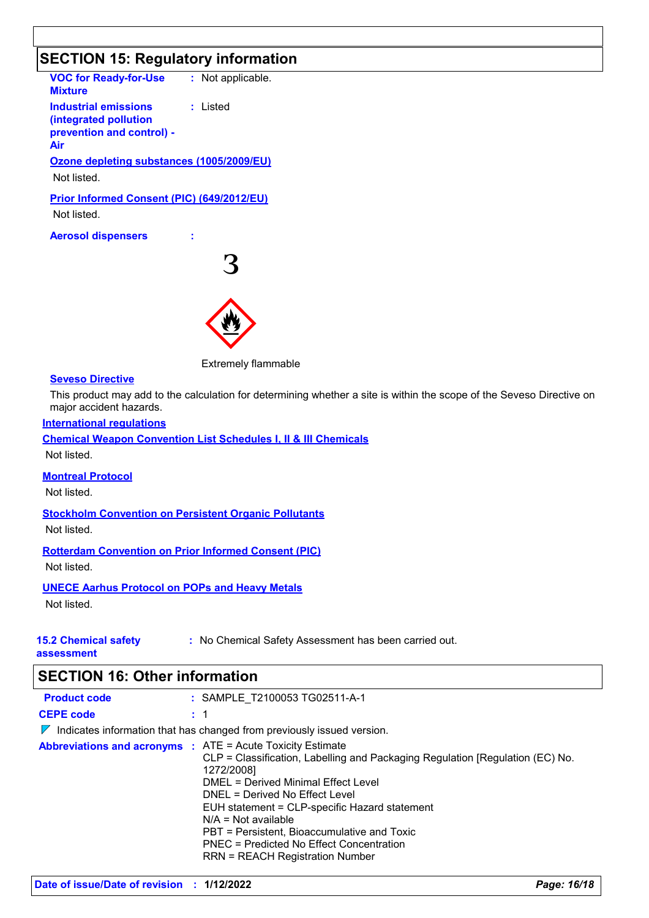## SECTION 15: Regulatory information

**VOC for Ready-for-Use Mixture** : Not applicable.

**Industrial emissions (integrated pollution prevention and control) - Air** : Listed

**Ozone depleting substances (1005/2009/EU)**

Not listed.

**Prior Informed Consent (PIC) (649/2012/EU)**

Not listed.

**Aerosol dispensers** :

3

Extremely flammable

**Seveso Directive**

This product may add to the calculation for determining whether a site is within the scope of the Seveso Directive on major accident hazards.

**International regulations**

**Chemical Weapon Convention List Schedules I, II & III Chemicals**

Not listed.

**Montreal Protocol**

Not listed.

**Stockholm Convention on Persistent Organic Pollutants**

Not listed.

**Rotterdam Convention on Prior Informed Consent (PIC)**

Not listed.

**UNECE Aarhus Protocol on POPs and Heavy Metals**

Not listed.

**15.2 Chemical safety assessment** : No Chemical Safety Assessment has been carried out.

## SECTION 16: Other information

**Product code** : SAMPLE_T2100053 TG02511-A-1

**CEPE code** : 1

Indicates information that has changed from previously issued version.

**Abbreviations and acronyms** : ATE = Acute Toxicity Estimate
CLP = Classification, Labelling and Packaging Regulation [Regulation (EC) No. 1272/2008]
DMEL = Derived Minimal Effect Level
DNEL = Derived No Effect Level
EUH statement = CLP-specific Hazard statement
N/A = Not available
PBT = Persistent, Bioaccumulative and Toxic
PNEC = Predicted No Effect Concentration
RRN = REACH Registration Number

**Date of issue/Date of revision** : **1/12/2022**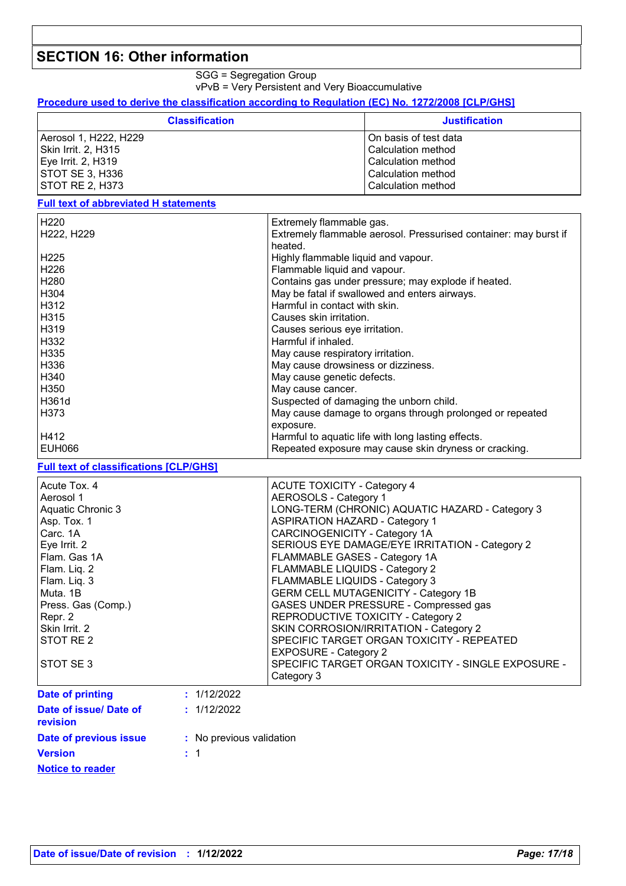## SECTION 16: Other information

SGG = Segregation Group
vPvB = Very Persistent and Very Bioaccumulative

**Procedure used to derive the classification according to Regulation (EC) No. 1272/2008 [CLP/GHS]**

| Classification | Justification |
|---|---|
| Aerosol 1, H222, H229 | On basis of test data |
| Skin Irrit. 2, H315 | Calculation method |
| Eye Irrit. 2, H319 | Calculation method |
| STOT SE 3, H336 | Calculation method |
| STOT RE 2, H373 | Calculation method |

**Full text of abbreviated H statements**

| | |
|---|---|
| H220 | Extremely flammable gas. |
| H222, H229 | Extremely flammable aerosol. Pressurised container: may burst if heated. |
| H225 | Highly flammable liquid and vapour. |
| H226 | Flammable liquid and vapour. |
| H280 | Contains gas under pressure; may explode if heated. |
| H304 | May be fatal if swallowed and enters airways. |
| H312 | Harmful in contact with skin. |
| H315 | Causes skin irritation. |
| H319 | Causes serious eye irritation. |
| H332 | Harmful if inhaled. |
| H335 | May cause respiratory irritation. |
| H336 | May cause drowsiness or dizziness. |
| H340 | May cause genetic defects. |
| H350 | May cause cancer. |
| H361d | Suspected of damaging the unborn child. |
| H373 | May cause damage to organs through prolonged or repeated exposure. |
| H412 | Harmful to aquatic life with long lasting effects. |
| EUH066 | Repeated exposure may cause skin dryness or cracking. |

**Full text of classifications [CLP/GHS]**

| | |
|---|---|
| Acute Tox. 4 | ACUTE TOXICITY - Category 4 |
| Aerosol 1 | AEROSOLS - Category 1 |
| Aquatic Chronic 3 | LONG-TERM (CHRONIC) AQUATIC HAZARD - Category 3 |
| Asp. Tox. 1 | ASPIRATION HAZARD - Category 1 |
| Carc. 1A | CARCINOGENICITY - Category 1A |
| Eye Irrit. 2 | SERIOUS EYE DAMAGE/EYE IRRITATION - Category 2 |
| Flam. Gas 1A | FLAMMABLE GASES - Category 1A |
| Flam. Liq. 2 | FLAMMABLE LIQUIDS - Category 2 |
| Flam. Liq. 3 | FLAMMABLE LIQUIDS - Category 3 |
| Muta. 1B | GERM CELL MUTAGENICITY - Category 1B |
| Press. Gas (Comp.) | GASES UNDER PRESSURE - Compressed gas |
| Repr. 2 | REPRODUCTIVE TOXICITY - Category 2 |
| Skin Irrit. 2 | SKIN CORROSION/IRRITATION - Category 2 |
| STOT RE 2 | SPECIFIC TARGET ORGAN TOXICITY - REPEATED EXPOSURE - Category 2 |
| STOT SE 3 | SPECIFIC TARGET ORGAN TOXICITY - SINGLE EXPOSURE - Category 3 |

**Date of printing** : 1/12/2022

**Date of issue/ Date of revision** : 1/12/2022

**Date of previous issue** : No previous validation

**Version** : 1

**Notice to reader**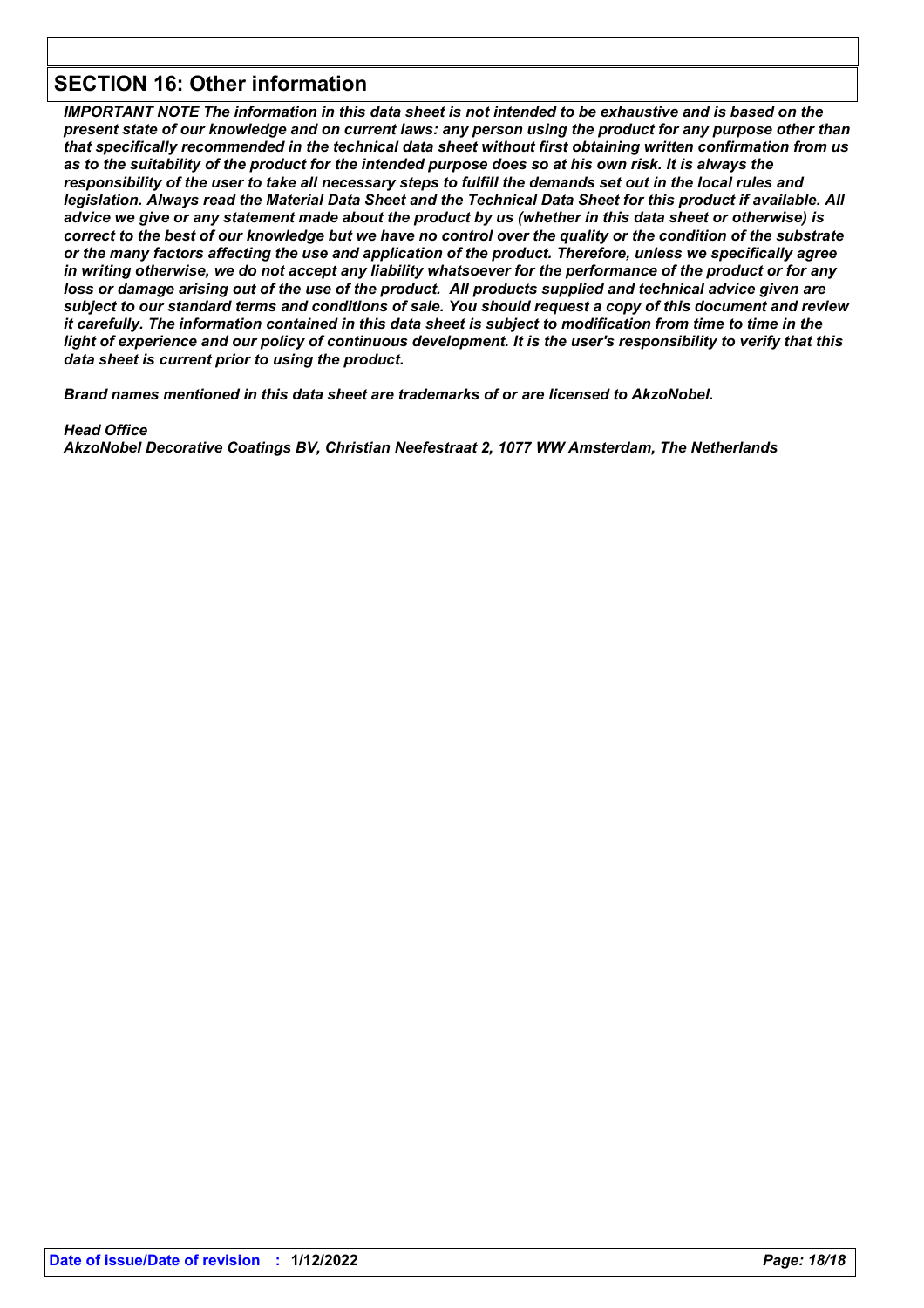## SECTION 16: Other information

***IMPORTANT NOTE The information in this data sheet is not intended to be exhaustive and is based on the present state of our knowledge and on current laws: any person using the product for any purpose other than that specifically recommended in the technical data sheet without first obtaining written confirmation from us as to the suitability of the product for the intended purpose does so at his own risk. It is always the responsibility of the user to take all necessary steps to fulfill the demands set out in the local rules and legislation. Always read the Material Data Sheet and the Technical Data Sheet for this product if available. All advice we give or any statement made about the product by us (whether in this data sheet or otherwise) is correct to the best of our knowledge but we have no control over the quality or the condition of the substrate or the many factors affecting the use and application of the product. Therefore, unless we specifically agree in writing otherwise, we do not accept any liability whatsoever for the performance of the product or for any loss or damage arising out of the use of the product.  All products supplied and technical advice given are subject to our standard terms and conditions of sale. You should request a copy of this document and review it carefully. The information contained in this data sheet is subject to modification from time to time in the light of experience and our policy of continuous development. It is the user's responsibility to verify that this data sheet is current prior to using the product.***

***Brand names mentioned in this data sheet are trademarks of or are licensed to AkzoNobel.***

***Head Office***
***AkzoNobel Decorative Coatings BV, Christian Neefestraat 2, 1077 WW Amsterdam, The Netherlands***

**Date of issue/Date of revision : 1/12/2022**